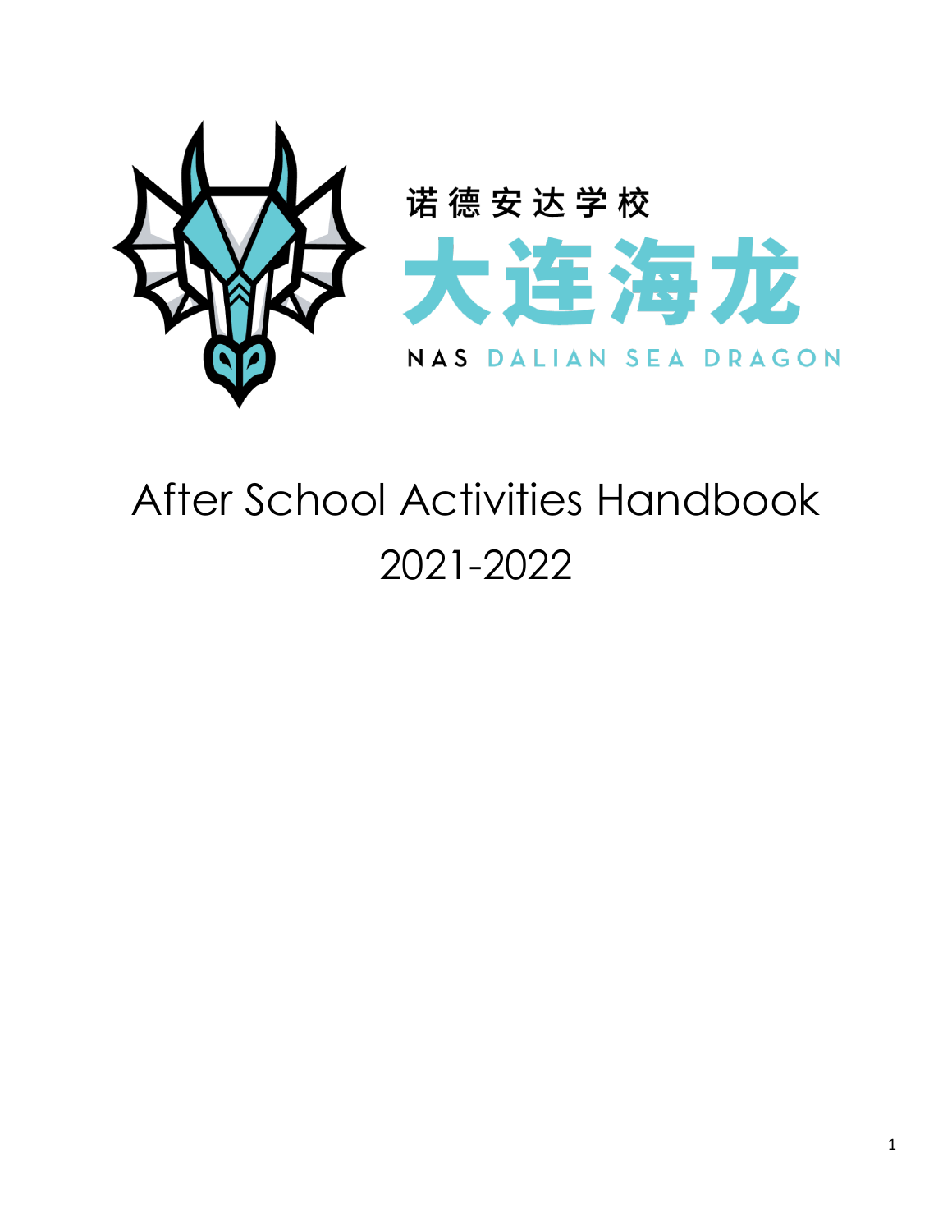诺德安达学校

大连海龙

NAS DALIAN SEA DRAGON

# After School Activities Handbook 2021-2022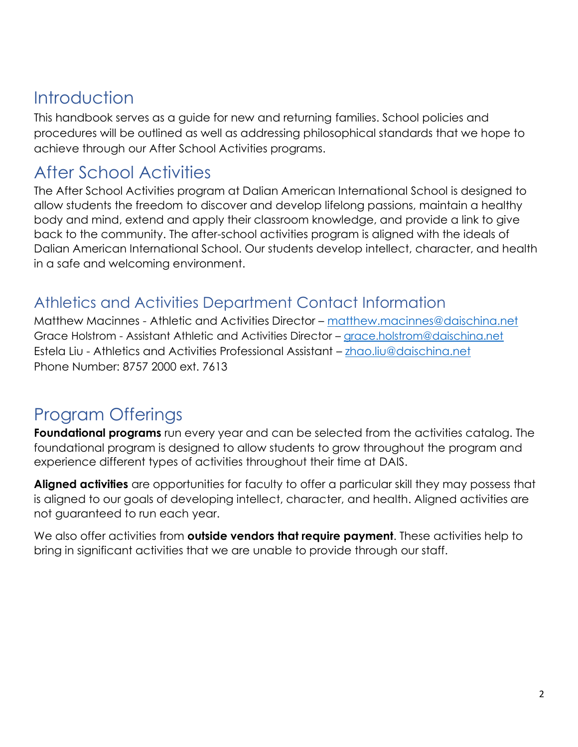## Introduction

This handbook serves as a guide for new and returning families. School policies and procedures will be outlined as well as addressing philosophical standards that we hope to achieve through our After School Activities programs.

## After School Activities

The After School Activities program at Dalian American International School is designed to allow students the freedom to discover and develop lifelong passions, maintain a healthy body and mind, extend and apply their classroom knowledge, and provide a link to give back to the community. The after-school activities program is aligned with the ideals of Dalian American International School. Our students develop intellect, character, and health in a safe and welcoming environment.

### Athletics and Activities Department Contact Information

Matthew Macinnes - Athletic and Activities Director – matthew.macinnes@daischina.net
Grace Holstrom - Assistant Athletic and Activities Director – grace.holstrom@daischina.net
Estela Liu - Athletics and Activities Professional Assistant – zhao.liu@daischina.net
Phone Number: 8757 2000 ext. 7613

## Program Offerings

**Foundational programs** run every year and can be selected from the activities catalog. The foundational program is designed to allow students to grow throughout the program and experience different types of activities throughout their time at DAIS.

**Aligned activities** are opportunities for faculty to offer a particular skill they may possess that is aligned to our goals of developing intellect, character, and health. Aligned activities are not guaranteed to run each year.

We also offer activities from **outside vendors that require payment**. These activities help to bring in significant activities that we are unable to provide through our staff.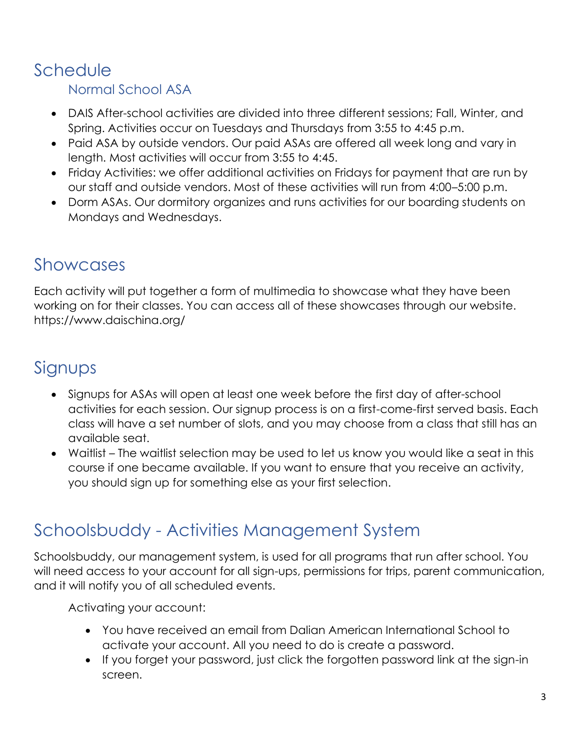# Schedule

## Normal School ASA

- DAIS After-school activities are divided into three different sessions; Fall, Winter, and Spring. Activities occur on Tuesdays and Thursdays from 3:55 to 4:45 p.m.
- Paid ASA by outside vendors. Our paid ASAs are offered all week long and vary in length. Most activities will occur from 3:55 to 4:45.
- Friday Activities: we offer additional activities on Fridays for payment that are run by our staff and outside vendors. Most of these activities will run from 4:00–5:00 p.m.
- Dorm ASAs. Our dormitory organizes and runs activities for our boarding students on Mondays and Wednesdays.

# Showcases

Each activity will put together a form of multimedia to showcase what they have been working on for their classes. You can access all of these showcases through our website. https://www.daischina.org/

# Signups

- Signups for ASAs will open at least one week before the first day of after-school activities for each session. Our signup process is on a first-come-first served basis. Each class will have a set number of slots, and you may choose from a class that still has an available seat.
- Waitlist – The waitlist selection may be used to let us know you would like a seat in this course if one became available. If you want to ensure that you receive an activity, you should sign up for something else as your first selection.

# Schoolsbuddy - Activities Management System

Schoolsbuddy, our management system, is used for all programs that run after school. You will need access to your account for all sign-ups, permissions for trips, parent communication, and it will notify you of all scheduled events.

Activating your account:

- You have received an email from Dalian American International School to activate your account. All you need to do is create a password.
- If you forget your password, just click the forgotten password link at the sign-in screen.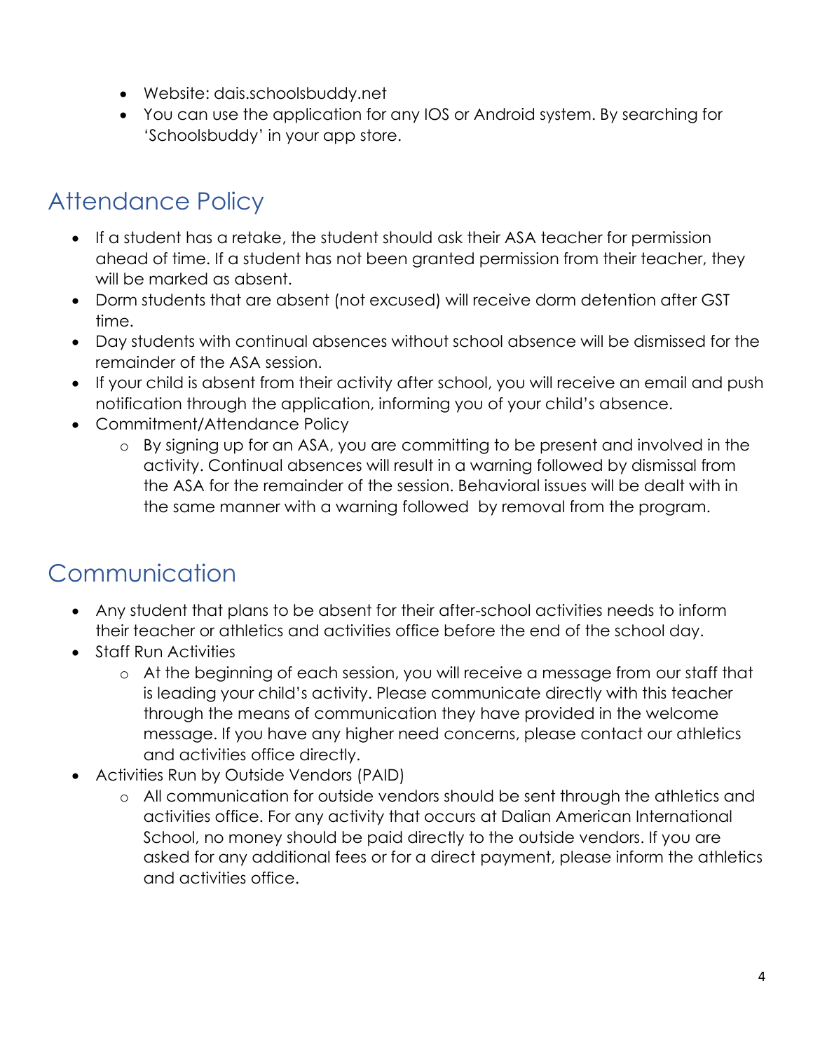- Website: dais.schoolsbuddy.net
- You can use the application for any IOS or Android system. By searching for 'Schoolsbuddy' in your app store.

## Attendance Policy

- If a student has a retake, the student should ask their ASA teacher for permission ahead of time. If a student has not been granted permission from their teacher, they will be marked as absent.
- Dorm students that are absent (not excused) will receive dorm detention after GST time.
- Day students with continual absences without school absence will be dismissed for the remainder of the ASA session.
- If your child is absent from their activity after school, you will receive an email and push notification through the application, informing you of your child's absence.
- Commitment/Attendance Policy
  - By signing up for an ASA, you are committing to be present and involved in the activity. Continual absences will result in a warning followed by dismissal from the ASA for the remainder of the session. Behavioral issues will be dealt with in the same manner with a warning followed by removal from the program.

## Communication

- Any student that plans to be absent for their after-school activities needs to inform their teacher or athletics and activities office before the end of the school day.
- Staff Run Activities
  - At the beginning of each session, you will receive a message from our staff that is leading your child's activity. Please communicate directly with this teacher through the means of communication they have provided in the welcome message. If you have any higher need concerns, please contact our athletics and activities office directly.
- Activities Run by Outside Vendors (PAID)
  - All communication for outside vendors should be sent through the athletics and activities office. For any activity that occurs at Dalian American International School, no money should be paid directly to the outside vendors. If you are asked for any additional fees or for a direct payment, please inform the athletics and activities office.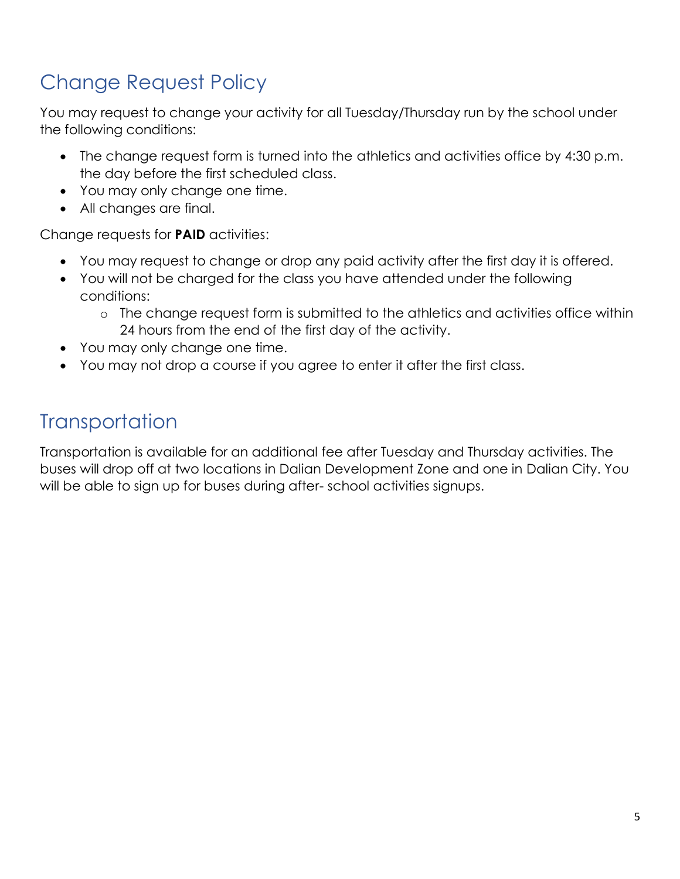## Change Request Policy

You may request to change your activity for all Tuesday/Thursday run by the school under the following conditions:

- The change request form is turned into the athletics and activities office by 4:30 p.m. the day before the first scheduled class.
- You may only change one time.
- All changes are final.

Change requests for **PAID** activities:

- You may request to change or drop any paid activity after the first day it is offered.
- You will not be charged for the class you have attended under the following conditions:
  - The change request form is submitted to the athletics and activities office within 24 hours from the end of the first day of the activity.
- You may only change one time.
- You may not drop a course if you agree to enter it after the first class.

## Transportation

Transportation is available for an additional fee after Tuesday and Thursday activities. The buses will drop off at two locations in Dalian Development Zone and one in Dalian City. You will be able to sign up for buses during after- school activities signups.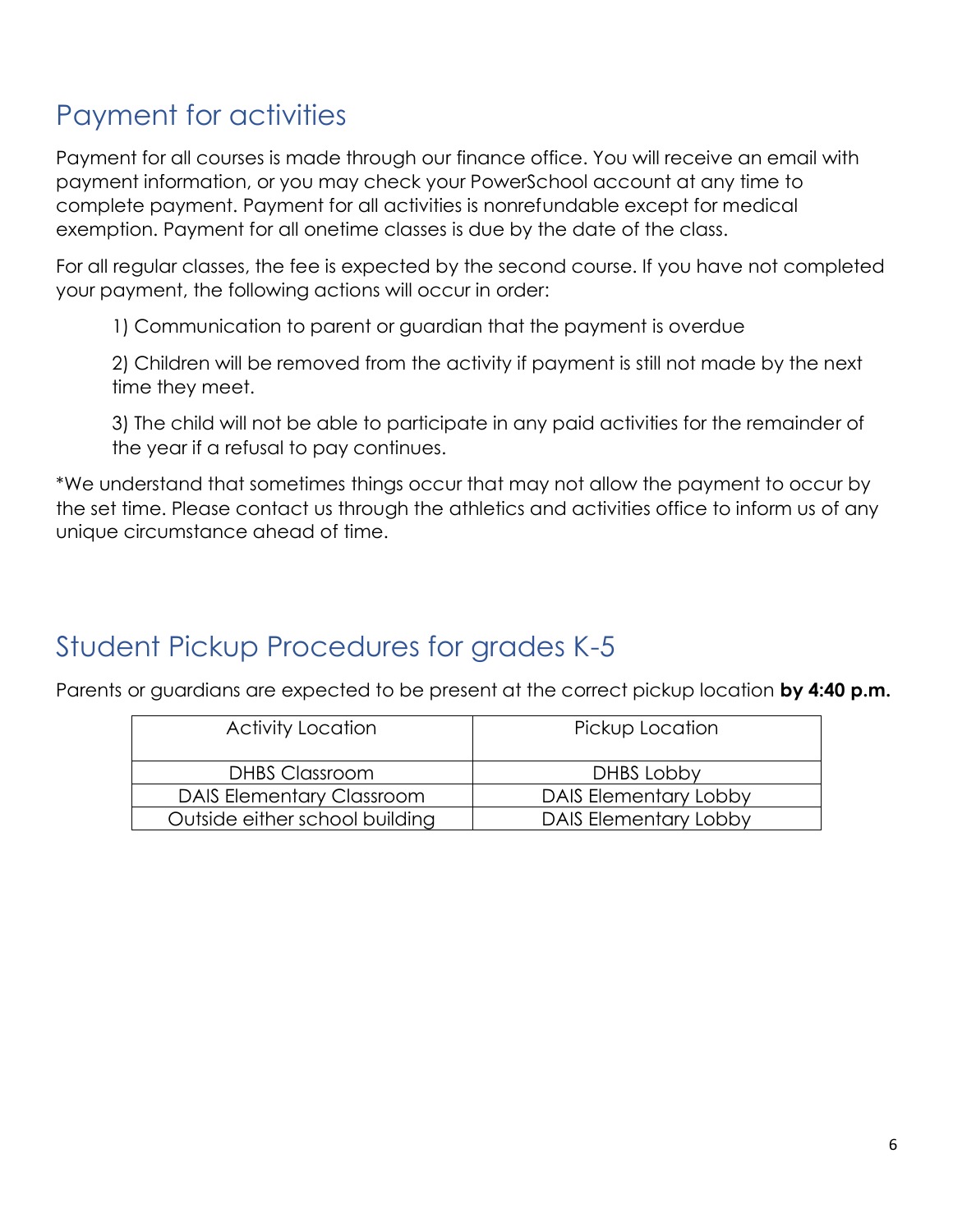## Payment for activities

Payment for all courses is made through our finance office. You will receive an email with payment information, or you may check your PowerSchool account at any time to complete payment. Payment for all activities is nonrefundable except for medical exemption. Payment for all onetime classes is due by the date of the class.

For all regular classes, the fee is expected by the second course. If you have not completed your payment, the following actions will occur in order:

1) Communication to parent or guardian that the payment is overdue

2) Children will be removed from the activity if payment is still not made by the next time they meet.

3) The child will not be able to participate in any paid activities for the remainder of the year if a refusal to pay continues.

*We understand that sometimes things occur that may not allow the payment to occur by the set time. Please contact us through the athletics and activities office to inform us of any unique circumstance ahead of time.

## Student Pickup Procedures for grades K-5

Parents or guardians are expected to be present at the correct pickup location **by 4:40 p.m.**

| Activity Location | Pickup Location |
|---|---|
| DHBS Classroom | DHBS Lobby |
| DAIS Elementary Classroom | DAIS Elementary Lobby |
| Outside either school building | DAIS Elementary Lobby |